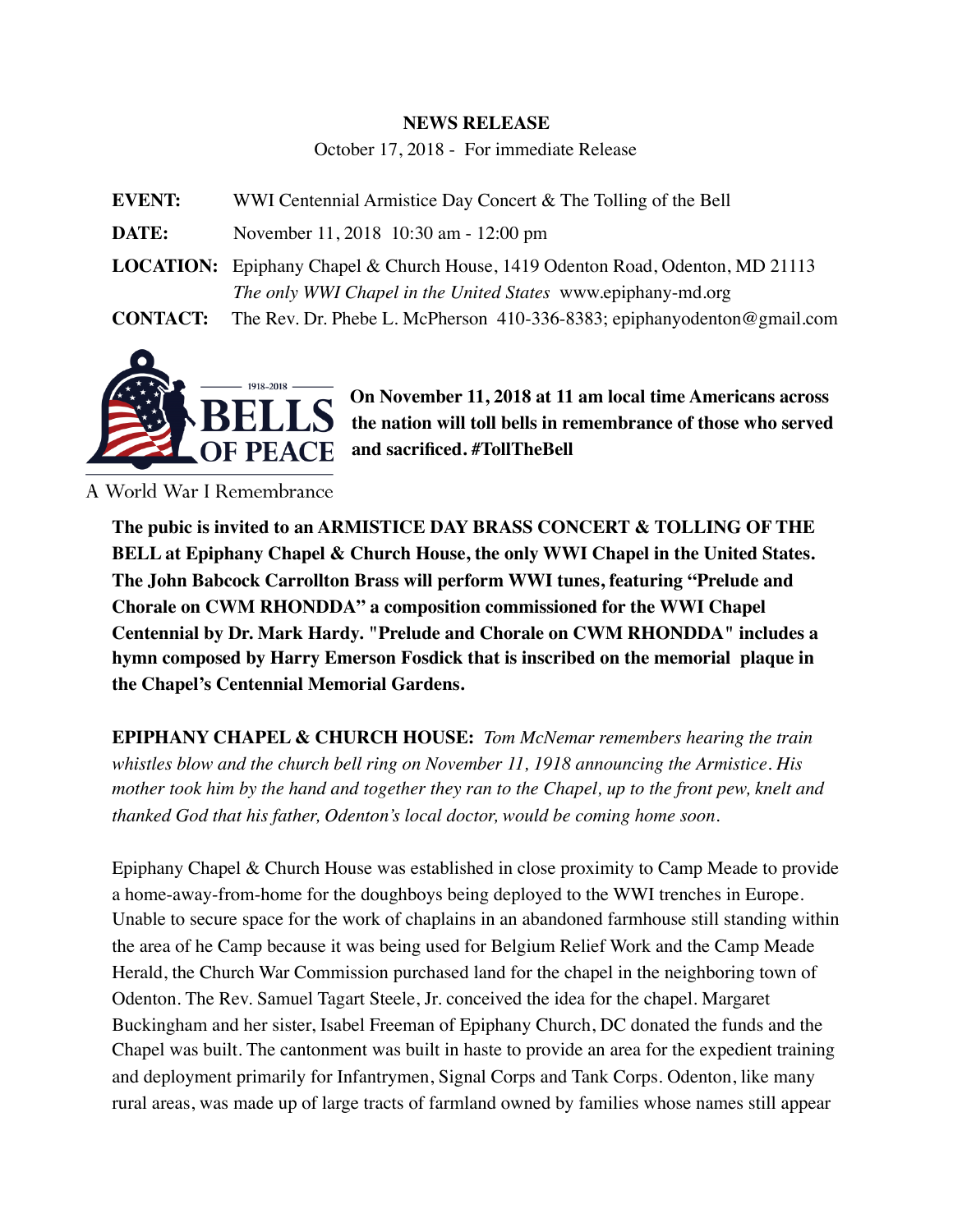**NEWS RELEASE**

October 17, 2018 - For immediate Release

**EVENT:** WWI Centennial Armistice Day Concert & The Tolling of the Bell

**DATE:** November 11, 2018 10:30 am - 12:00 pm

**LOCATION:** Epiphany Chapel & Church House, 1419 Odenton Road, Odenton, MD 21113
*The only WWI Chapel in the United States* www.epiphany-md.org

**CONTACT:** The Rev. Dr. Phebe L. McPherson 410-336-8383; epiphanyodenton@gmail.com

1918–2018 BELLS OF PEACE

A World War I Remembrance

**On November 11, 2018 at 11 am local time Americans across the nation will toll bells in remembrance of those who served and sacrificed. #TollTheBell**

**The pubic is invited to an ARMISTICE DAY BRASS CONCERT & TOLLING OF THE BELL at Epiphany Chapel & Church House, the only WWI Chapel in the United States. The John Babcock Carrollton Brass will perform WWI tunes, featuring "Prelude and Chorale on CWM RHONDDA" a composition commissioned for the WWI Chapel Centennial by Dr. Mark Hardy. "Prelude and Chorale on CWM RHONDDA" includes a hymn composed by Harry Emerson Fosdick that is inscribed on the memorial plaque in the Chapel's Centennial Memorial Gardens.**

**EPIPHANY CHAPEL & CHURCH HOUSE:** *Tom McNemar remembers hearing the train whistles blow and the church bell ring on November 11, 1918 announcing the Armistice. His mother took him by the hand and together they ran to the Chapel, up to the front pew, knelt and thanked God that his father, Odenton's local doctor, would be coming home soon.*

Epiphany Chapel & Church House was established in close proximity to Camp Meade to provide a home-away-from-home for the doughboys being deployed to the WWI trenches in Europe. Unable to secure space for the work of chaplains in an abandoned farmhouse still standing within the area of he Camp because it was being used for Belgium Relief Work and the Camp Meade Herald, the Church War Commission purchased land for the chapel in the neighboring town of Odenton. The Rev. Samuel Tagart Steele, Jr. conceived the idea for the chapel. Margaret Buckingham and her sister, Isabel Freeman of Epiphany Church, DC donated the funds and the Chapel was built. The cantonment was built in haste to provide an area for the expedient training and deployment primarily for Infantrymen, Signal Corps and Tank Corps. Odenton, like many rural areas, was made up of large tracts of farmland owned by families whose names still appear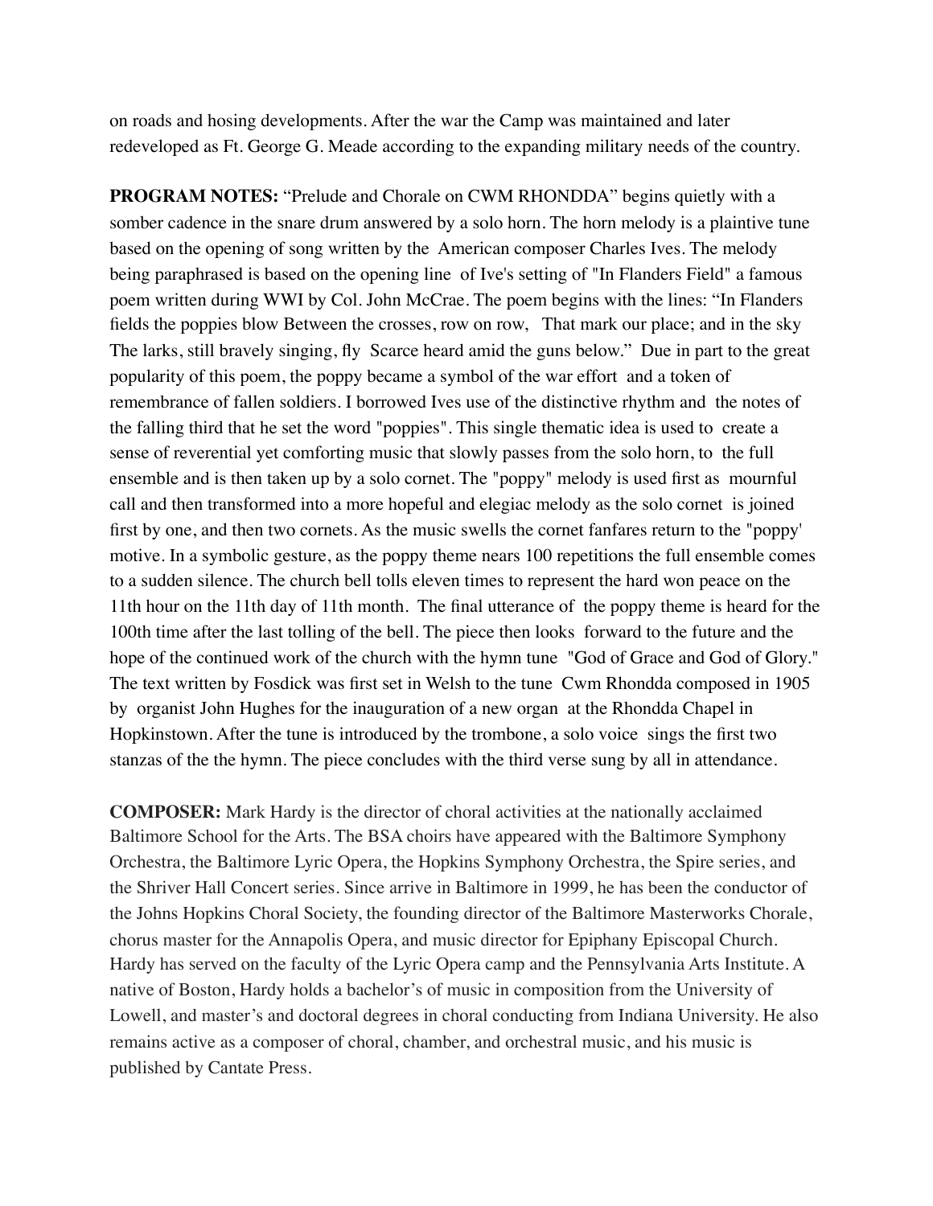on roads and hosing developments. After the war the Camp was maintained and later redeveloped as Ft. George G. Meade according to the expanding military needs of the country.

**PROGRAM NOTES:** "Prelude and Chorale on CWM RHONDDA" begins quietly with a somber cadence in the snare drum answered by a solo horn. The horn melody is a plaintive tune based on the opening of song written by the American composer Charles Ives. The melody being paraphrased is based on the opening line of Ive's setting of "In Flanders Field" a famous poem written during WWI by Col. John McCrae. The poem begins with the lines: "In Flanders fields the poppies blow Between the crosses, row on row, That mark our place; and in the sky The larks, still bravely singing, fly Scarce heard amid the guns below." Due in part to the great popularity of this poem, the poppy became a symbol of the war effort and a token of remembrance of fallen soldiers. I borrowed Ives use of the distinctive rhythm and the notes of the falling third that he set the word "poppies". This single thematic idea is used to create a sense of reverential yet comforting music that slowly passes from the solo horn, to the full ensemble and is then taken up by a solo cornet. The "poppy" melody is used first as mournful call and then transformed into a more hopeful and elegiac melody as the solo cornet is joined first by one, and then two cornets. As the music swells the cornet fanfares return to the "poppy' motive. In a symbolic gesture, as the poppy theme nears 100 repetitions the full ensemble comes to a sudden silence. The church bell tolls eleven times to represent the hard won peace on the 11th hour on the 11th day of 11th month. The final utterance of the poppy theme is heard for the 100th time after the last tolling of the bell. The piece then looks forward to the future and the hope of the continued work of the church with the hymn tune "God of Grace and God of Glory." The text written by Fosdick was first set in Welsh to the tune Cwm Rhondda composed in 1905 by organist John Hughes for the inauguration of a new organ at the Rhondda Chapel in Hopkinstown. After the tune is introduced by the trombone, a solo voice sings the first two stanzas of the the hymn. The piece concludes with the third verse sung by all in attendance.

**COMPOSER:** Mark Hardy is the director of choral activities at the nationally acclaimed Baltimore School for the Arts. The BSA choirs have appeared with the Baltimore Symphony Orchestra, the Baltimore Lyric Opera, the Hopkins Symphony Orchestra, the Spire series, and the Shriver Hall Concert series. Since arrive in Baltimore in 1999, he has been the conductor of the Johns Hopkins Choral Society, the founding director of the Baltimore Masterworks Chorale, chorus master for the Annapolis Opera, and music director for Epiphany Episcopal Church. Hardy has served on the faculty of the Lyric Opera camp and the Pennsylvania Arts Institute. A native of Boston, Hardy holds a bachelor's of music in composition from the University of Lowell, and master's and doctoral degrees in choral conducting from Indiana University. He also remains active as a composer of choral, chamber, and orchestral music, and his music is published by Cantate Press.